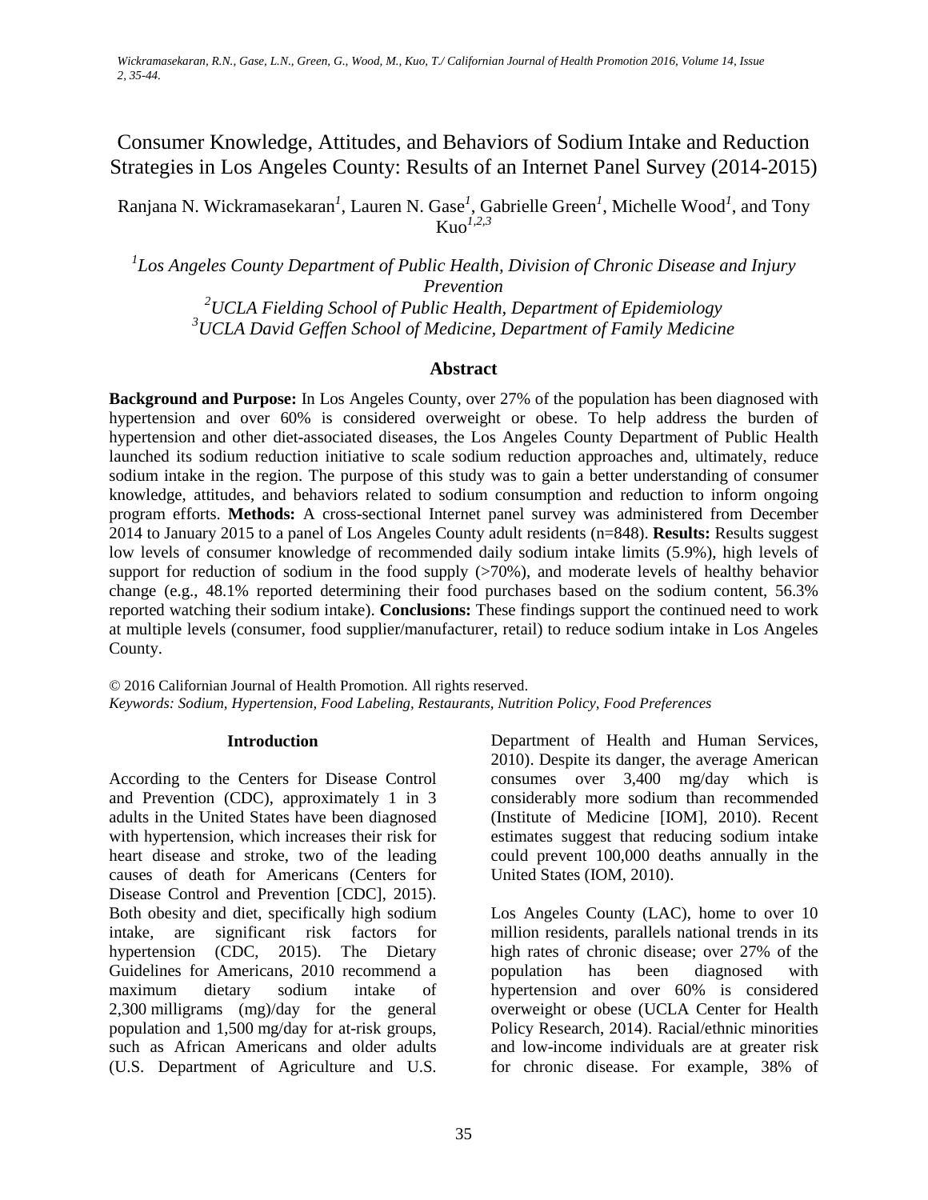# Consumer Knowledge, Attitudes, and Behaviors of Sodium Intake and Reduction Strategies in Los Angeles County: Results of an Internet Panel Survey (2014-2015)

Ranjana N. Wickramasekaran[1], Lauren N. Gase[1], Gabrielle Green[1], Michelle Wood[1], and Tony Kuo[1,2,3]

[1]*Los Angeles County Department of Public Health, Division of Chronic Disease and Injury Prevention*
[2]*UCLA Fielding School of Public Health, Department of Epidemiology*
[3]*UCLA David Geffen School of Medicine, Department of Family Medicine*

## Abstract

**Background and Purpose:** In Los Angeles County, over 27% of the population has been diagnosed with hypertension and over 60% is considered overweight or obese. To help address the burden of hypertension and other diet-associated diseases, the Los Angeles County Department of Public Health launched its sodium reduction initiative to scale sodium reduction approaches and, ultimately, reduce sodium intake in the region. The purpose of this study was to gain a better understanding of consumer knowledge, attitudes, and behaviors related to sodium consumption and reduction to inform ongoing program efforts. **Methods:** A cross-sectional Internet panel survey was administered from December 2014 to January 2015 to a panel of Los Angeles County adult residents (n=848). **Results:** Results suggest low levels of consumer knowledge of recommended daily sodium intake limits (5.9%), high levels of support for reduction of sodium in the food supply (>70%), and moderate levels of healthy behavior change (e.g., 48.1% reported determining their food purchases based on the sodium content, 56.3% reported watching their sodium intake). **Conclusions:** These findings support the continued need to work at multiple levels (consumer, food supplier/manufacturer, retail) to reduce sodium intake in Los Angeles County.

© 2016 Californian Journal of Health Promotion. All rights reserved.
*Keywords: Sodium, Hypertension, Food Labeling, Restaurants, Nutrition Policy, Food Preferences*

## Introduction

According to the Centers for Disease Control and Prevention (CDC), approximately 1 in 3 adults in the United States have been diagnosed with hypertension, which increases their risk for heart disease and stroke, two of the leading causes of death for Americans (Centers for Disease Control and Prevention [CDC], 2015). Both obesity and diet, specifically high sodium intake, are significant risk factors for hypertension (CDC, 2015). The Dietary Guidelines for Americans, 2010 recommend a maximum dietary sodium intake of 2,300 milligrams (mg)/day for the general population and 1,500 mg/day for at-risk groups, such as African Americans and older adults (U.S. Department of Agriculture and U.S. Department of Health and Human Services, 2010). Despite its danger, the average American consumes over 3,400 mg/day which is considerably more sodium than recommended (Institute of Medicine [IOM], 2010). Recent estimates suggest that reducing sodium intake could prevent 100,000 deaths annually in the United States (IOM, 2010).

Los Angeles County (LAC), home to over 10 million residents, parallels national trends in its high rates of chronic disease; over 27% of the population has been diagnosed with hypertension and over 60% is considered overweight or obese (UCLA Center for Health Policy Research, 2014). Racial/ethnic minorities and low-income individuals are at greater risk for chronic disease. For example, 38% of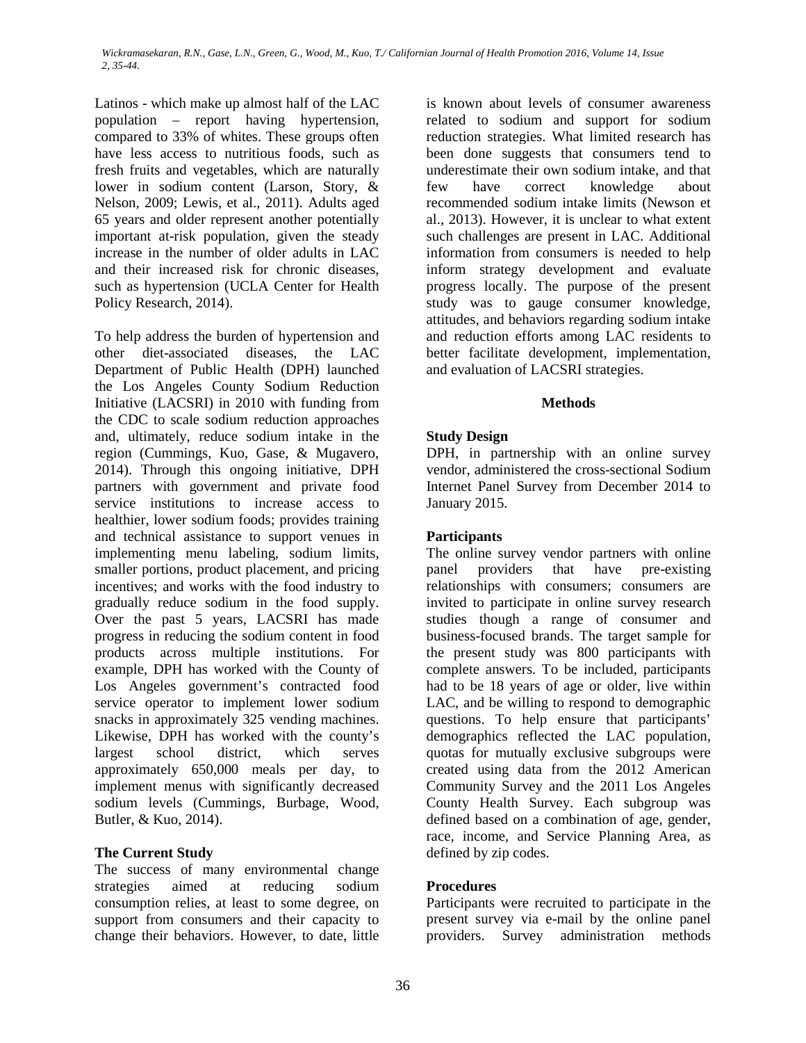Latinos - which make up almost half of the LAC population – report having hypertension, compared to 33% of whites. These groups often have less access to nutritious foods, such as fresh fruits and vegetables, which are naturally lower in sodium content (Larson, Story, & Nelson, 2009; Lewis, et al., 2011). Adults aged 65 years and older represent another potentially important at-risk population, given the steady increase in the number of older adults in LAC and their increased risk for chronic diseases, such as hypertension (UCLA Center for Health Policy Research, 2014).

To help address the burden of hypertension and other diet-associated diseases, the LAC Department of Public Health (DPH) launched the Los Angeles County Sodium Reduction Initiative (LACSRI) in 2010 with funding from the CDC to scale sodium reduction approaches and, ultimately, reduce sodium intake in the region (Cummings, Kuo, Gase, & Mugavero, 2014). Through this ongoing initiative, DPH partners with government and private food service institutions to increase access to healthier, lower sodium foods; provides training and technical assistance to support venues in implementing menu labeling, sodium limits, smaller portions, product placement, and pricing incentives; and works with the food industry to gradually reduce sodium in the food supply. Over the past 5 years, LACSRI has made progress in reducing the sodium content in food products across multiple institutions. For example, DPH has worked with the County of Los Angeles government's contracted food service operator to implement lower sodium snacks in approximately 325 vending machines. Likewise, DPH has worked with the county's largest school district, which serves approximately 650,000 meals per day, to implement menus with significantly decreased sodium levels (Cummings, Burbage, Wood, Butler, & Kuo, 2014).

### The Current Study

The success of many environmental change strategies aimed at reducing sodium consumption relies, at least to some degree, on support from consumers and their capacity to change their behaviors. However, to date, little is known about levels of consumer awareness related to sodium and support for sodium reduction strategies. What limited research has been done suggests that consumers tend to underestimate their own sodium intake, and that few have correct knowledge about recommended sodium intake limits (Newson et al., 2013). However, it is unclear to what extent such challenges are present in LAC. Additional information from consumers is needed to help inform strategy development and evaluate progress locally. The purpose of the present study was to gauge consumer knowledge, attitudes, and behaviors regarding sodium intake and reduction efforts among LAC residents to better facilitate development, implementation, and evaluation of LACSRI strategies.

## Methods

### Study Design

DPH, in partnership with an online survey vendor, administered the cross-sectional Sodium Internet Panel Survey from December 2014 to January 2015.

### Participants

The online survey vendor partners with online panel providers that have pre-existing relationships with consumers; consumers are invited to participate in online survey research studies though a range of consumer and business-focused brands. The target sample for the present study was 800 participants with complete answers. To be included, participants had to be 18 years of age or older, live within LAC, and be willing to respond to demographic questions. To help ensure that participants' demographics reflected the LAC population, quotas for mutually exclusive subgroups were created using data from the 2012 American Community Survey and the 2011 Los Angeles County Health Survey. Each subgroup was defined based on a combination of age, gender, race, income, and Service Planning Area, as defined by zip codes.

### Procedures

Participants were recruited to participate in the present survey via e-mail by the online panel providers. Survey administration methods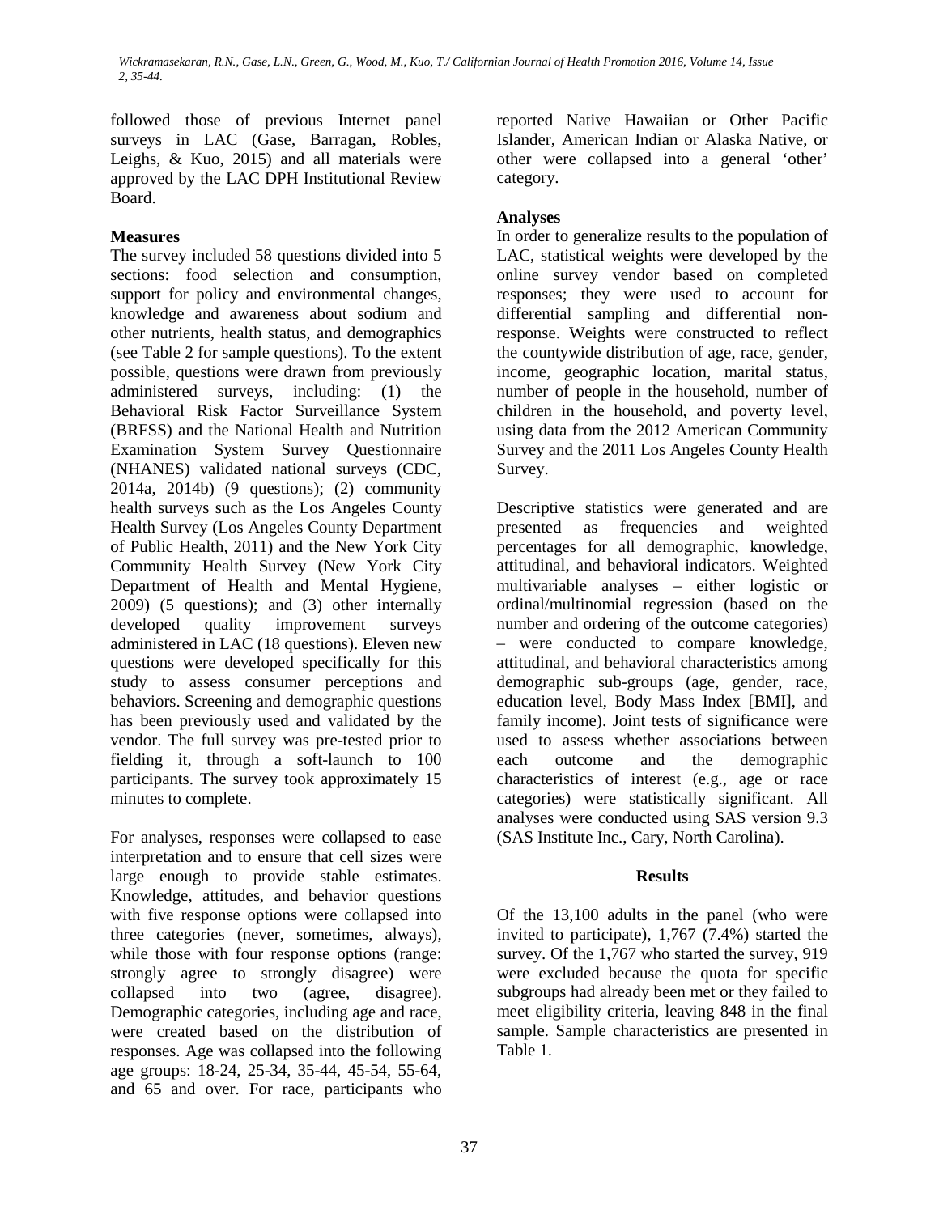followed those of previous Internet panel surveys in LAC (Gase, Barragan, Robles, Leighs, & Kuo, 2015) and all materials were approved by the LAC DPH Institutional Review Board.

**Measures**

The survey included 58 questions divided into 5 sections: food selection and consumption, support for policy and environmental changes, knowledge and awareness about sodium and other nutrients, health status, and demographics (see Table 2 for sample questions). To the extent possible, questions were drawn from previously administered surveys, including: (1) the Behavioral Risk Factor Surveillance System (BRFSS) and the National Health and Nutrition Examination System Survey Questionnaire (NHANES) validated national surveys (CDC, 2014a, 2014b) (9 questions); (2) community health surveys such as the Los Angeles County Health Survey (Los Angeles County Department of Public Health, 2011) and the New York City Community Health Survey (New York City Department of Health and Mental Hygiene, 2009) (5 questions); and (3) other internally developed quality improvement surveys administered in LAC (18 questions). Eleven new questions were developed specifically for this study to assess consumer perceptions and behaviors. Screening and demographic questions has been previously used and validated by the vendor. The full survey was pre-tested prior to fielding it, through a soft-launch to 100 participants. The survey took approximately 15 minutes to complete.

For analyses, responses were collapsed to ease interpretation and to ensure that cell sizes were large enough to provide stable estimates. Knowledge, attitudes, and behavior questions with five response options were collapsed into three categories (never, sometimes, always), while those with four response options (range: strongly agree to strongly disagree) were collapsed into two (agree, disagree). Demographic categories, including age and race, were created based on the distribution of responses. Age was collapsed into the following age groups: 18-24, 25-34, 35-44, 45-54, 55-64, and 65 and over. For race, participants who reported Native Hawaiian or Other Pacific Islander, American Indian or Alaska Native, or other were collapsed into a general 'other' category.

**Analyses**

In order to generalize results to the population of LAC, statistical weights were developed by the online survey vendor based on completed responses; they were used to account for differential sampling and differential non-response. Weights were constructed to reflect the countywide distribution of age, race, gender, income, geographic location, marital status, number of people in the household, number of children in the household, and poverty level, using data from the 2012 American Community Survey and the 2011 Los Angeles County Health Survey.

Descriptive statistics were generated and are presented as frequencies and weighted percentages for all demographic, knowledge, attitudinal, and behavioral indicators. Weighted multivariable analyses – either logistic or ordinal/multinomial regression (based on the number and ordering of the outcome categories) – were conducted to compare knowledge, attitudinal, and behavioral characteristics among demographic sub-groups (age, gender, race, education level, Body Mass Index [BMI], and family income). Joint tests of significance were used to assess whether associations between each outcome and the demographic characteristics of interest (e.g., age or race categories) were statistically significant. All analyses were conducted using SAS version 9.3 (SAS Institute Inc., Cary, North Carolina).

## Results

Of the 13,100 adults in the panel (who were invited to participate), 1,767 (7.4%) started the survey. Of the 1,767 who started the survey, 919 were excluded because the quota for specific subgroups had already been met or they failed to meet eligibility criteria, leaving 848 in the final sample. Sample characteristics are presented in Table 1.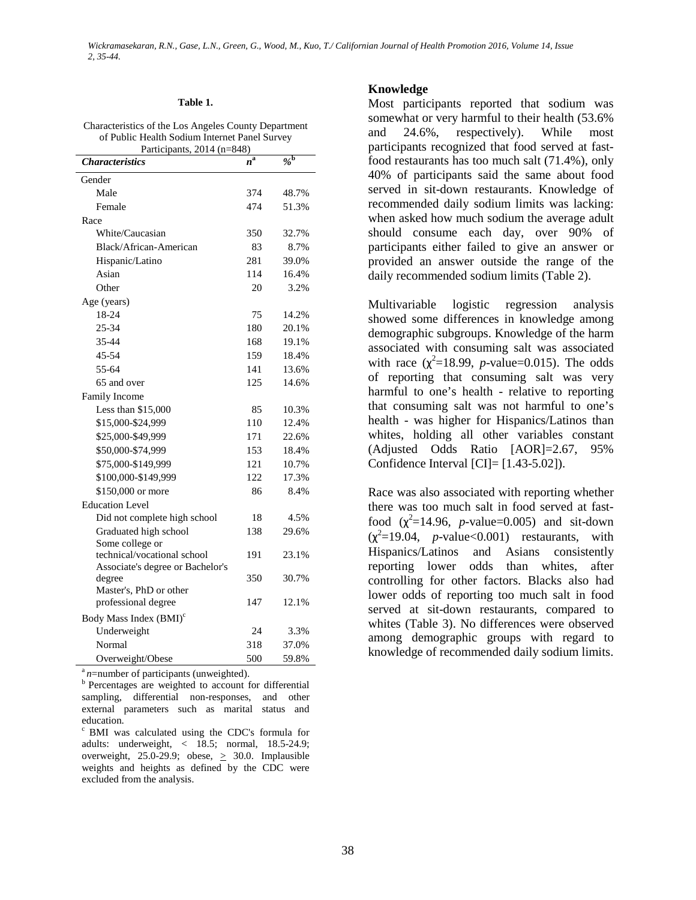**Table 1.**

Characteristics of the Los Angeles County Department of Public Health Sodium Internet Panel Survey Participants, 2014 (n=848)

| *Characteristics* | *n*[a] | *%*[b] |
|---|---|---|
| Gender | | |
| Male | 374 | 48.7% |
| Female | 474 | 51.3% |
| Race | | |
| White/Caucasian | 350 | 32.7% |
| Black/African-American | 83 | 8.7% |
| Hispanic/Latino | 281 | 39.0% |
| Asian | 114 | 16.4% |
| Other | 20 | 3.2% |
| Age (years) | | |
| 18-24 | 75 | 14.2% |
| 25-34 | 180 | 20.1% |
| 35-44 | 168 | 19.1% |
| 45-54 | 159 | 18.4% |
| 55-64 | 141 | 13.6% |
| 65 and over | 125 | 14.6% |
| Family Income | | |
| Less than $15,000 | 85 | 10.3% |
| $15,000-$24,999 | 110 | 12.4% |
| $25,000-$49,999 | 171 | 22.6% |
| $50,000-$74,999 | 153 | 18.4% |
| $75,000-$149,999 | 121 | 10.7% |
| $100,000-$149,999 | 122 | 17.3% |
| $150,000 or more | 86 | 8.4% |
| Education Level | | |
| Did not complete high school | 18 | 4.5% |
| Graduated high school | 138 | 29.6% |
| Some college or technical/vocational school | 191 | 23.1% |
| Associate's degree or Bachelor's degree | 350 | 30.7% |
| Master's, PhD or other professional degree | 147 | 12.1% |
| Body Mass Index (BMI)[c] | | |
| Underweight | 24 | 3.3% |
| Normal | 318 | 37.0% |
| Overweight/Obese | 500 | 59.8% |

[a] *n*=number of participants (unweighted).
[b] Percentages are weighted to account for differential sampling, differential non-responses, and other external parameters such as marital status and education.
[c] BMI was calculated using the CDC's formula for adults: underweight, < 18.5; normal, 18.5-24.9; overweight, 25.0-29.9; obese, ≥ 30.0. Implausible weights and heights as defined by the CDC were excluded from the analysis.

**Knowledge**

Most participants reported that sodium was somewhat or very harmful to their health (53.6% and 24.6%, respectively). While most participants recognized that food served at fast-food restaurants has too much salt (71.4%), only 40% of participants said the same about food served in sit-down restaurants. Knowledge of recommended daily sodium limits was lacking: when asked how much sodium the average adult should consume each day, over 90% of participants either failed to give an answer or provided an answer outside the range of the daily recommended sodium limits (Table 2).

Multivariable logistic regression analysis showed some differences in knowledge among demographic subgroups. Knowledge of the harm associated with consuming salt was associated with race ($\chi^2$=18.99, *p*-value=0.015). The odds of reporting that consuming salt was very harmful to one's health - relative to reporting that consuming salt was not harmful to one's health - was higher for Hispanics/Latinos than whites, holding all other variables constant (Adjusted Odds Ratio [AOR]=2.67, 95% Confidence Interval [CI]= [1.43-5.02]).

Race was also associated with reporting whether there was too much salt in food served at fast-food ($\chi^2$=14.96, *p*-value=0.005) and sit-down ($\chi^2$=19.04, *p*-value<0.001) restaurants, with Hispanics/Latinos and Asians consistently reporting lower odds than whites, after controlling for other factors. Blacks also had lower odds of reporting too much salt in food served at sit-down restaurants, compared to whites (Table 3). No differences were observed among demographic groups with regard to knowledge of recommended daily sodium limits.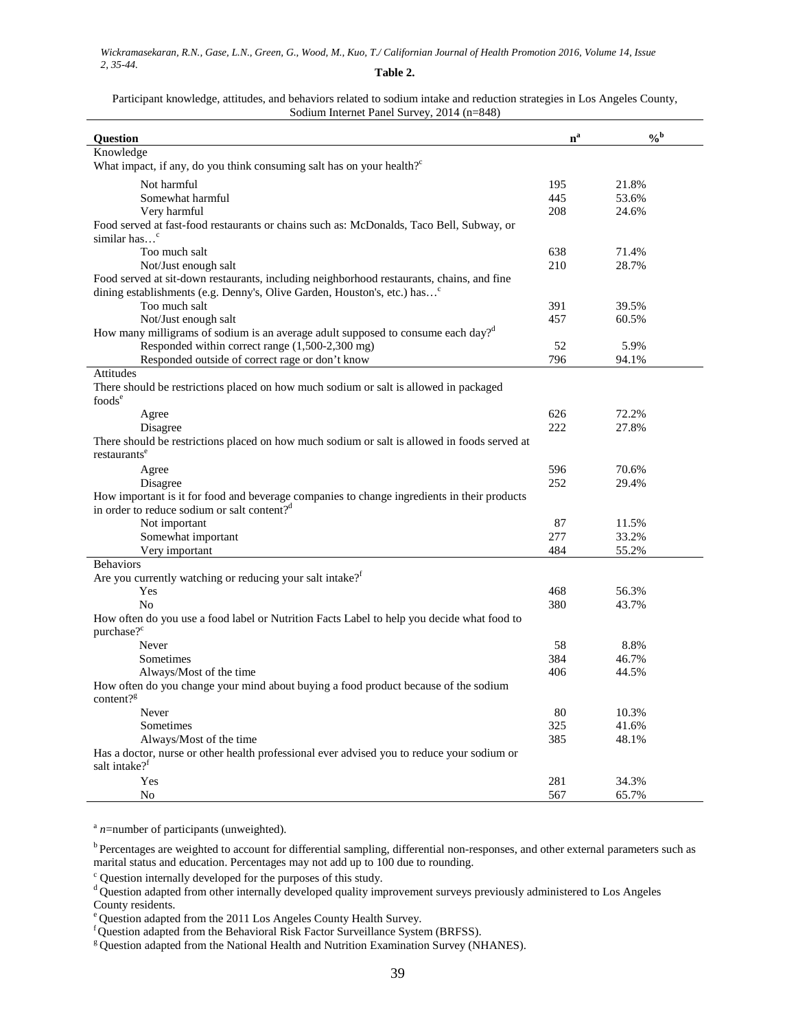**Table 2.**

Participant knowledge, attitudes, and behaviors related to sodium intake and reduction strategies in Los Angeles County, Sodium Internet Panel Survey, 2014 (n=848)

| Question | n[a] | %[b] |
|---|---|---|
| Knowledge | | |
| What impact, if any, do you think consuming salt has on your health?[c] | | |
| Not harmful | 195 | 21.8% |
| Somewhat harmful | 445 | 53.6% |
| Very harmful | 208 | 24.6% |
| Food served at fast-food restaurants or chains such as: McDonalds, Taco Bell, Subway, or similar has…[c] | | |
| Too much salt | 638 | 71.4% |
| Not/Just enough salt | 210 | 28.7% |
| Food served at sit-down restaurants, including neighborhood restaurants, chains, and fine dining establishments (e.g. Denny's, Olive Garden, Houston's, etc.) has…[c] | | |
| Too much salt | 391 | 39.5% |
| Not/Just enough salt | 457 | 60.5% |
| How many milligrams of sodium is an average adult supposed to consume each day?[d] | | |
| Responded within correct range (1,500-2,300 mg) | 52 | 5.9% |
| Responded outside of correct rage or don't know | 796 | 94.1% |
| Attitudes | | |
| There should be restrictions placed on how much sodium or salt is allowed in packaged foods[e] | | |
| Agree | 626 | 72.2% |
| Disagree | 222 | 27.8% |
| There should be restrictions placed on how much sodium or salt is allowed in foods served at restaurants[e] | | |
| Agree | 596 | 70.6% |
| Disagree | 252 | 29.4% |
| How important is it for food and beverage companies to change ingredients in their products in order to reduce sodium or salt content?[d] | | |
| Not important | 87 | 11.5% |
| Somewhat important | 277 | 33.2% |
| Very important | 484 | 55.2% |
| Behaviors | | |
| Are you currently watching or reducing your salt intake?[f] | | |
| Yes | 468 | 56.3% |
| No | 380 | 43.7% |
| How often do you use a food label or Nutrition Facts Label to help you decide what food to purchase?[c] | | |
| Never | 58 | 8.8% |
| Sometimes | 384 | 46.7% |
| Always/Most of the time | 406 | 44.5% |
| How often do you change your mind about buying a food product because of the sodium content?[g] | | |
| Never | 80 | 10.3% |
| Sometimes | 325 | 41.6% |
| Always/Most of the time | 385 | 48.1% |
| Has a doctor, nurse or other health professional ever advised you to reduce your sodium or salt intake?[f] | | |
| Yes | 281 | 34.3% |
| No | 567 | 65.7% |

[a] *n*=number of participants (unweighted).

[b] Percentages are weighted to account for differential sampling, differential non-responses, and other external parameters such as marital status and education. Percentages may not add up to 100 due to rounding.

[c] Question internally developed for the purposes of this study.

[d] Question adapted from other internally developed quality improvement surveys previously administered to Los Angeles County residents.

[e] Question adapted from the 2011 Los Angeles County Health Survey.

[f] Question adapted from the Behavioral Risk Factor Surveillance System (BRFSS).

[g] Question adapted from the National Health and Nutrition Examination Survey (NHANES).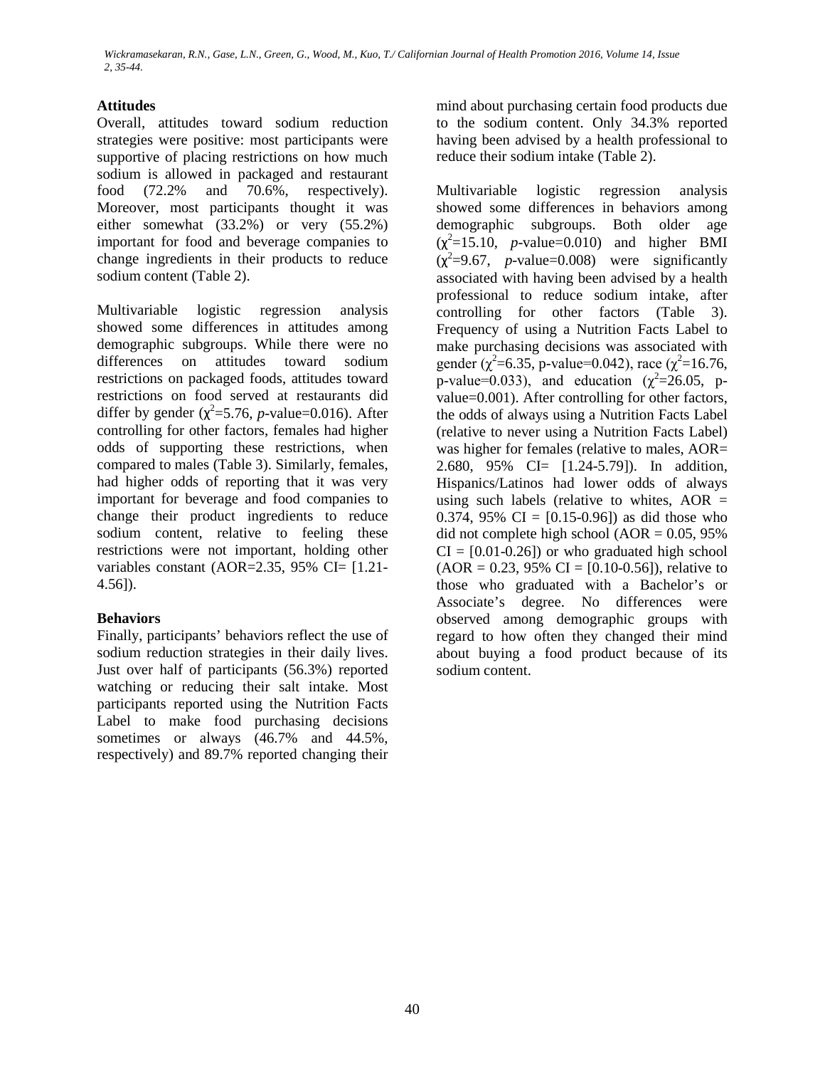## Attitudes

Overall, attitudes toward sodium reduction strategies were positive: most participants were supportive of placing restrictions on how much sodium is allowed in packaged and restaurant food (72.2% and 70.6%, respectively). Moreover, most participants thought it was either somewhat (33.2%) or very (55.2%) important for food and beverage companies to change ingredients in their products to reduce sodium content (Table 2).

Multivariable logistic regression analysis showed some differences in attitudes among demographic subgroups. While there were no differences on attitudes toward sodium restrictions on packaged foods, attitudes toward restrictions on food served at restaurants did differ by gender ($\chi^2$=5.76, *p*-value=0.016). After controlling for other factors, females had higher odds of supporting these restrictions, when compared to males (Table 3). Similarly, females, had higher odds of reporting that it was very important for beverage and food companies to change their product ingredients to reduce sodium content, relative to feeling these restrictions were not important, holding other variables constant (AOR=2.35, 95% CI= [1.21-4.56]).

## Behaviors

Finally, participants' behaviors reflect the use of sodium reduction strategies in their daily lives. Just over half of participants (56.3%) reported watching or reducing their salt intake. Most participants reported using the Nutrition Facts Label to make food purchasing decisions sometimes or always (46.7% and 44.5%, respectively) and 89.7% reported changing their mind about purchasing certain food products due to the sodium content. Only 34.3% reported having been advised by a health professional to reduce their sodium intake (Table 2).

Multivariable logistic regression analysis showed some differences in behaviors among demographic subgroups. Both older age ($\chi^2$=15.10, *p*-value=0.010) and higher BMI ($\chi^2$=9.67, *p*-value=0.008) were significantly associated with having been advised by a health professional to reduce sodium intake, after controlling for other factors (Table 3). Frequency of using a Nutrition Facts Label to make purchasing decisions was associated with gender ($\chi^2$=6.35, p-value=0.042), race ($\chi^2$=16.76, p-value=0.033), and education ($\chi^2$=26.05, p-value=0.001). After controlling for other factors, the odds of always using a Nutrition Facts Label (relative to never using a Nutrition Facts Label) was higher for females (relative to males, AOR= 2.680, 95% CI= [1.24-5.79]). In addition, Hispanics/Latinos had lower odds of always using such labels (relative to whites, AOR = 0.374, 95% CI = [0.15-0.96]) as did those who did not complete high school (AOR = 0.05, 95% CI = [0.01-0.26]) or who graduated high school (AOR = 0.23, 95% CI = [0.10-0.56]), relative to those who graduated with a Bachelor's or Associate's degree. No differences were observed among demographic groups with regard to how often they changed their mind about buying a food product because of its sodium content.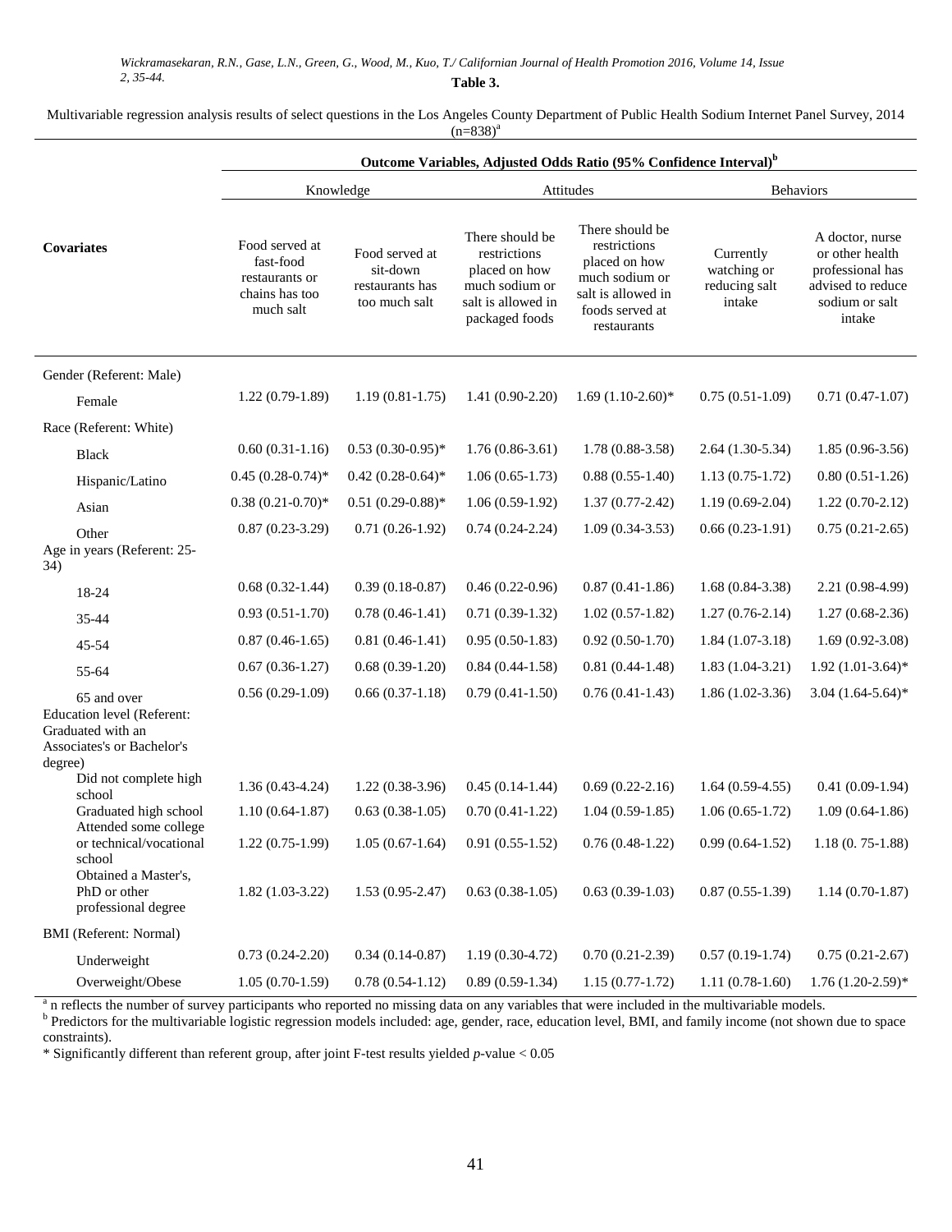**Table 3.**

Multivariable regression analysis results of select questions in the Los Angeles County Department of Public Health Sodium Internet Panel Survey, 2014 (n=838)[a]

| Covariates | Outcome Variables, Adjusted Odds Ratio (95% Confidence Interval)[b] | | | | | |
|---|---|---|---|---|---|---|
| | Knowledge | | Attitudes | | Behaviors | |
| | Food served at fast-food restaurants or chains has too much salt | Food served at sit-down restaurants has too much salt | There should be restrictions placed on how much sodium or salt is allowed in packaged foods | There should be restrictions placed on how much sodium or salt is allowed in foods served at restaurants | Currently watching or reducing salt intake | A doctor, nurse or other health professional has advised to reduce sodium or salt intake |
| Gender (Referent: Male) | | | | | | |
| Female | 1.22 (0.79-1.89) | 1.19 (0.81-1.75) | 1.41 (0.90-2.20) | 1.69 (1.10-2.60)* | 0.75 (0.51-1.09) | 0.71 (0.47-1.07) |
| Race (Referent: White) | | | | | | |
| Black | 0.60 (0.31-1.16) | 0.53 (0.30-0.95)* | 1.76 (0.86-3.61) | 1.78 (0.88-3.58) | 2.64 (1.30-5.34) | 1.85 (0.96-3.56) |
| Hispanic/Latino | 0.45 (0.28-0.74)* | 0.42 (0.28-0.64)* | 1.06 (0.65-1.73) | 0.88 (0.55-1.40) | 1.13 (0.75-1.72) | 0.80 (0.51-1.26) |
| Asian | 0.38 (0.21-0.70)* | 0.51 (0.29-0.88)* | 1.06 (0.59-1.92) | 1.37 (0.77-2.42) | 1.19 (0.69-2.04) | 1.22 (0.70-2.12) |
| Other | 0.87 (0.23-3.29) | 0.71 (0.26-1.92) | 0.74 (0.24-2.24) | 1.09 (0.34-3.53) | 0.66 (0.23-1.91) | 0.75 (0.21-2.65) |
| Age in years (Referent: 25-34) | | | | | | |
| 18-24 | 0.68 (0.32-1.44) | 0.39 (0.18-0.87) | 0.46 (0.22-0.96) | 0.87 (0.41-1.86) | 1.68 (0.84-3.38) | 2.21 (0.98-4.99) |
| 35-44 | 0.93 (0.51-1.70) | 0.78 (0.46-1.41) | 0.71 (0.39-1.32) | 1.02 (0.57-1.82) | 1.27 (0.76-2.14) | 1.27 (0.68-2.36) |
| 45-54 | 0.87 (0.46-1.65) | 0.81 (0.46-1.41) | 0.95 (0.50-1.83) | 0.92 (0.50-1.70) | 1.84 (1.07-3.18) | 1.69 (0.92-3.08) |
| 55-64 | 0.67 (0.36-1.27) | 0.68 (0.39-1.20) | 0.84 (0.44-1.58) | 0.81 (0.44-1.48) | 1.83 (1.04-3.21) | 1.92 (1.01-3.64)* |
| 65 and over | 0.56 (0.29-1.09) | 0.66 (0.37-1.18) | 0.79 (0.41-1.50) | 0.76 (0.41-1.43) | 1.86 (1.02-3.36) | 3.04 (1.64-5.64)* |
| Education level (Referent: Graduated with an Associates's or Bachelor's degree) | | | | | | |
| Did not complete high school | 1.36 (0.43-4.24) | 1.22 (0.38-3.96) | 0.45 (0.14-1.44) | 0.69 (0.22-2.16) | 1.64 (0.59-4.55) | 0.41 (0.09-1.94) |
| Graduated high school | 1.10 (0.64-1.87) | 0.63 (0.38-1.05) | 0.70 (0.41-1.22) | 1.04 (0.59-1.85) | 1.06 (0.65-1.72) | 1.09 (0.64-1.86) |
| Attended some college or technical/vocational school | 1.22 (0.75-1.99) | 1.05 (0.67-1.64) | 0.91 (0.55-1.52) | 0.76 (0.48-1.22) | 0.99 (0.64-1.52) | 1.18 (0. 75-1.88) |
| Obtained a Master's, PhD or other professional degree | 1.82 (1.03-3.22) | 1.53 (0.95-2.47) | 0.63 (0.38-1.05) | 0.63 (0.39-1.03) | 0.87 (0.55-1.39) | 1.14 (0.70-1.87) |
| BMI (Referent: Normal) | | | | | | |
| Underweight | 0.73 (0.24-2.20) | 0.34 (0.14-0.87) | 1.19 (0.30-4.72) | 0.70 (0.21-2.39) | 0.57 (0.19-1.74) | 0.75 (0.21-2.67) |
| Overweight/Obese | 1.05 (0.70-1.59) | 0.78 (0.54-1.12) | 0.89 (0.59-1.34) | 1.15 (0.77-1.72) | 1.11 (0.78-1.60) | 1.76 (1.20-2.59)* |

[a] n reflects the number of survey participants who reported no missing data on any variables that were included in the multivariable models.
[b] Predictors for the multivariable logistic regression models included: age, gender, race, education level, BMI, and family income (not shown due to space constraints).
* Significantly different than referent group, after joint F-test results yielded *p*-value < 0.05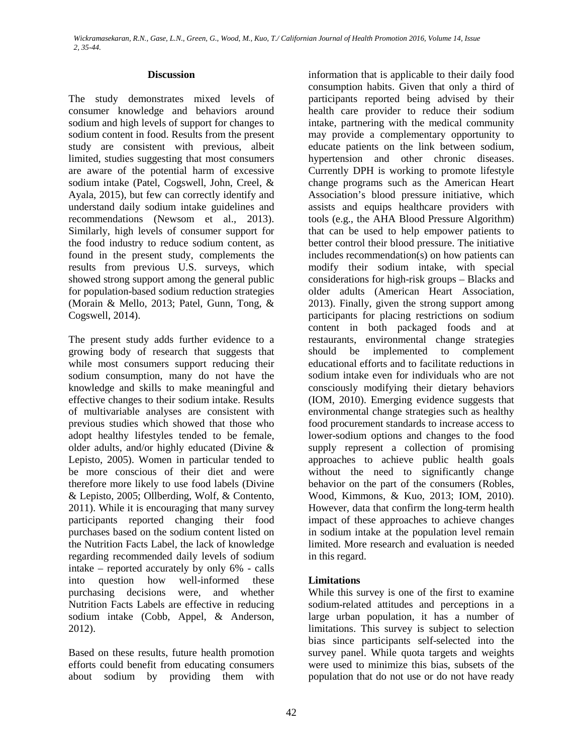## Discussion

The study demonstrates mixed levels of consumer knowledge and behaviors around sodium and high levels of support for changes to sodium content in food. Results from the present study are consistent with previous, albeit limited, studies suggesting that most consumers are aware of the potential harm of excessive sodium intake (Patel, Cogswell, John, Creel, & Ayala, 2015), but few can correctly identify and understand daily sodium intake guidelines and recommendations (Newsom et al., 2013). Similarly, high levels of consumer support for the food industry to reduce sodium content, as found in the present study, complements the results from previous U.S. surveys, which showed strong support among the general public for population-based sodium reduction strategies (Morain & Mello, 2013; Patel, Gunn, Tong, & Cogswell, 2014).

The present study adds further evidence to a growing body of research that suggests that while most consumers support reducing their sodium consumption, many do not have the knowledge and skills to make meaningful and effective changes to their sodium intake. Results of multivariable analyses are consistent with previous studies which showed that those who adopt healthy lifestyles tended to be female, older adults, and/or highly educated (Divine & Lepisto, 2005). Women in particular tended to be more conscious of their diet and were therefore more likely to use food labels (Divine & Lepisto, 2005; Ollberding, Wolf, & Contento, 2011). While it is encouraging that many survey participants reported changing their food purchases based on the sodium content listed on the Nutrition Facts Label, the lack of knowledge regarding recommended daily levels of sodium intake – reported accurately by only 6% - calls into question how well-informed these purchasing decisions were, and whether Nutrition Facts Labels are effective in reducing sodium intake (Cobb, Appel, & Anderson, 2012).

Based on these results, future health promotion efforts could benefit from educating consumers about sodium by providing them with information that is applicable to their daily food consumption habits. Given that only a third of participants reported being advised by their health care provider to reduce their sodium intake, partnering with the medical community may provide a complementary opportunity to educate patients on the link between sodium, hypertension and other chronic diseases. Currently DPH is working to promote lifestyle change programs such as the American Heart Association's blood pressure initiative, which assists and equips healthcare providers with tools (e.g., the AHA Blood Pressure Algorithm) that can be used to help empower patients to better control their blood pressure. The initiative includes recommendation(s) on how patients can modify their sodium intake, with special considerations for high-risk groups – Blacks and older adults (American Heart Association, 2013). Finally, given the strong support among participants for placing restrictions on sodium content in both packaged foods and at restaurants, environmental change strategies should be implemented to complement educational efforts and to facilitate reductions in sodium intake even for individuals who are not consciously modifying their dietary behaviors (IOM, 2010). Emerging evidence suggests that environmental change strategies such as healthy food procurement standards to increase access to lower-sodium options and changes to the food supply represent a collection of promising approaches to achieve public health goals without the need to significantly change behavior on the part of the consumers (Robles, Wood, Kimmons, & Kuo, 2013; IOM, 2010). However, data that confirm the long-term health impact of these approaches to achieve changes in sodium intake at the population level remain limited. More research and evaluation is needed in this regard.

### Limitations

While this survey is one of the first to examine sodium-related attitudes and perceptions in a large urban population, it has a number of limitations. This survey is subject to selection bias since participants self-selected into the survey panel. While quota targets and weights were used to minimize this bias, subsets of the population that do not use or do not have ready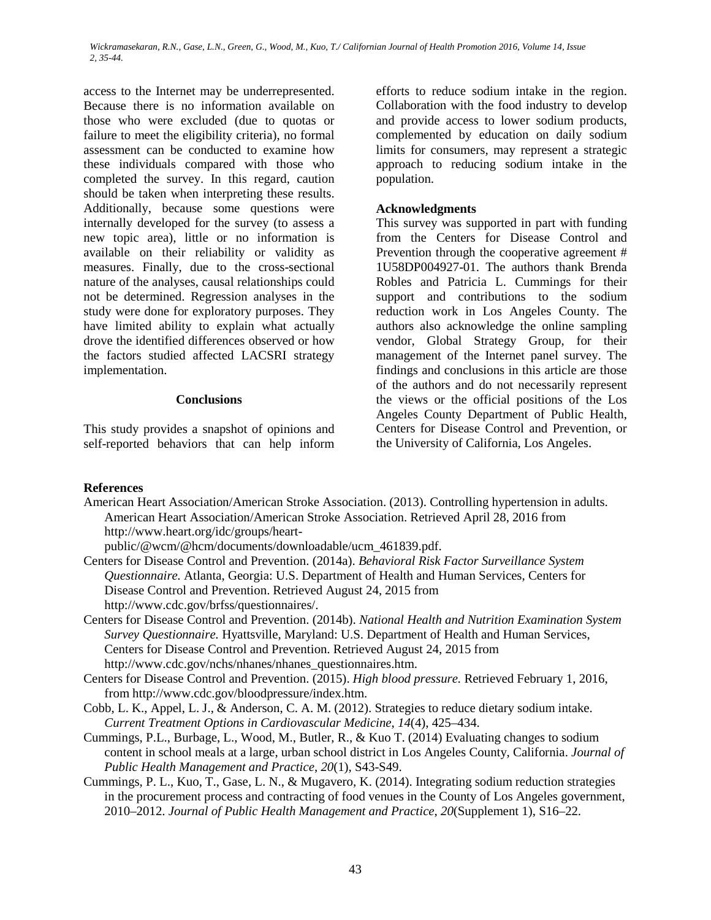access to the Internet may be underrepresented. Because there is no information available on those who were excluded (due to quotas or failure to meet the eligibility criteria), no formal assessment can be conducted to examine how these individuals compared with those who completed the survey. In this regard, caution should be taken when interpreting these results. Additionally, because some questions were internally developed for the survey (to assess a new topic area), little or no information is available on their reliability or validity as measures. Finally, due to the cross-sectional nature of the analyses, causal relationships could not be determined. Regression analyses in the study were done for exploratory purposes. They have limited ability to explain what actually drove the identified differences observed or how the factors studied affected LACSRI strategy implementation.

## Conclusions

This study provides a snapshot of opinions and self-reported behaviors that can help inform efforts to reduce sodium intake in the region. Collaboration with the food industry to develop and provide access to lower sodium products, complemented by education on daily sodium limits for consumers, may represent a strategic approach to reducing sodium intake in the population.

### Acknowledgments

This survey was supported in part with funding from the Centers for Disease Control and Prevention through the cooperative agreement # 1U58DP004927-01. The authors thank Brenda Robles and Patricia L. Cummings for their support and contributions to the sodium reduction work in Los Angeles County. The authors also acknowledge the online sampling vendor, Global Strategy Group, for their management of the Internet panel survey. The findings and conclusions in this article are those of the authors and do not necessarily represent the views or the official positions of the Los Angeles County Department of Public Health, Centers for Disease Control and Prevention, or the University of California, Los Angeles.

### References

American Heart Association/American Stroke Association. (2013). Controlling hypertension in adults. American Heart Association/American Stroke Association. Retrieved April 28, 2016 from http://www.heart.org/idc/groups/heart-public/@wcm/@hcm/documents/downloadable/ucm_461839.pdf.

Centers for Disease Control and Prevention. (2014a). *Behavioral Risk Factor Surveillance System Questionnaire.* Atlanta, Georgia: U.S. Department of Health and Human Services, Centers for Disease Control and Prevention. Retrieved August 24, 2015 from http://www.cdc.gov/brfss/questionnaires/.

Centers for Disease Control and Prevention. (2014b). *National Health and Nutrition Examination System Survey Questionnaire.* Hyattsville, Maryland: U.S. Department of Health and Human Services, Centers for Disease Control and Prevention. Retrieved August 24, 2015 from http://www.cdc.gov/nchs/nhanes/nhanes_questionnaires.htm.

Centers for Disease Control and Prevention. (2015). *High blood pressure.* Retrieved February 1, 2016, from http://www.cdc.gov/bloodpressure/index.htm.

Cobb, L. K., Appel, L. J., & Anderson, C. A. M. (2012). Strategies to reduce dietary sodium intake. *Current Treatment Options in Cardiovascular Medicine*, *14*(4), 425–434.

Cummings, P.L., Burbage, L., Wood, M., Butler, R., & Kuo T. (2014) Evaluating changes to sodium content in school meals at a large, urban school district in Los Angeles County, California. *Journal of Public Health Management and Practice*, *20*(1), S43-S49.

Cummings, P. L., Kuo, T., Gase, L. N., & Mugavero, K. (2014). Integrating sodium reduction strategies in the procurement process and contracting of food venues in the County of Los Angeles government, 2010–2012. *Journal of Public Health Management and Practice*, *20*(Supplement 1), S16–22.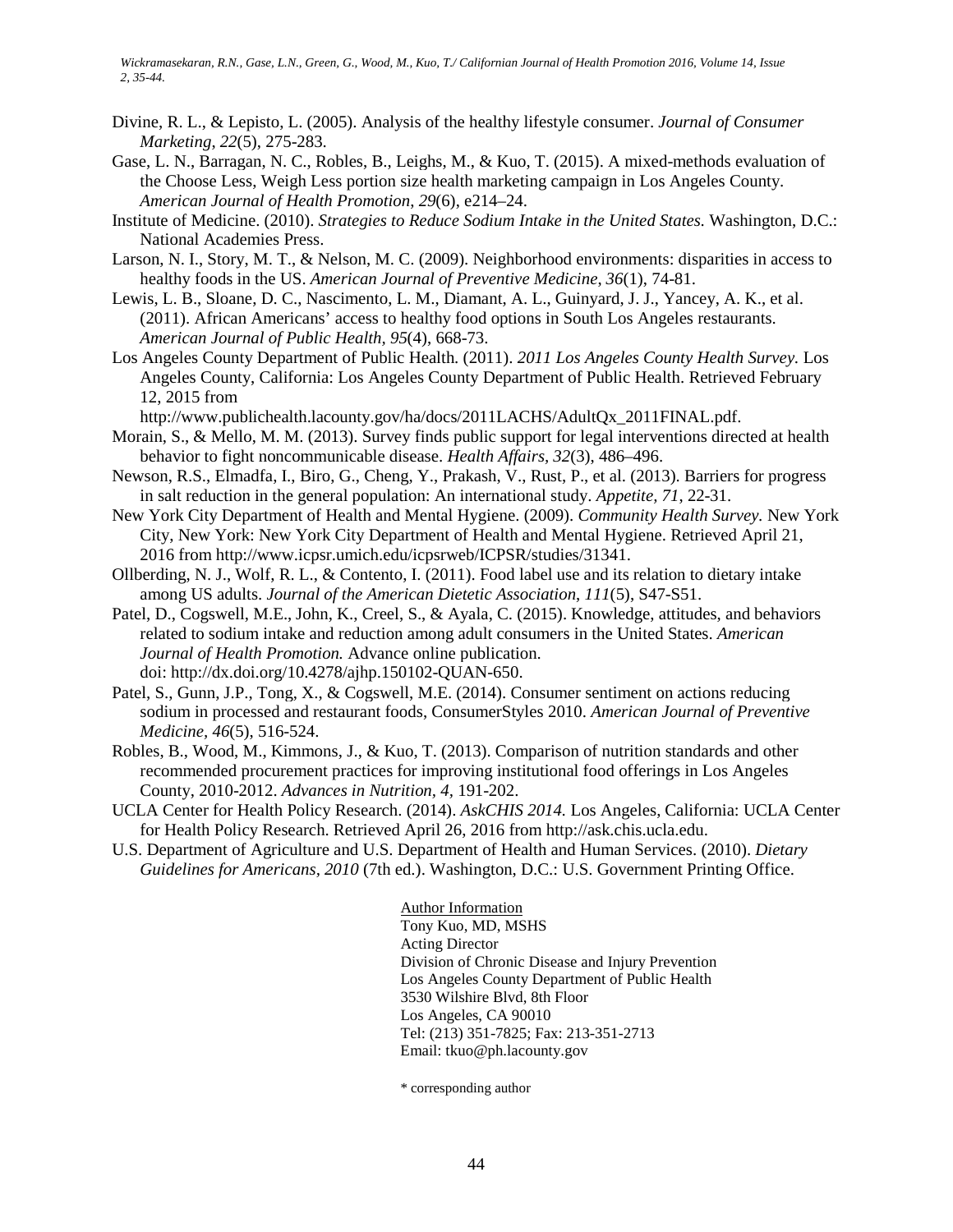Divine, R. L., & Lepisto, L. (2005). Analysis of the healthy lifestyle consumer. *Journal of Consumer Marketing*, *22*(5), 275-283.

Gase, L. N., Barragan, N. C., Robles, B., Leighs, M., & Kuo, T. (2015). A mixed-methods evaluation of the Choose Less, Weigh Less portion size health marketing campaign in Los Angeles County. *American Journal of Health Promotion*, *29*(6), e214–24.

Institute of Medicine. (2010). *Strategies to Reduce Sodium Intake in the United States.* Washington, D.C.: National Academies Press.

Larson, N. I., Story, M. T., & Nelson, M. C. (2009). Neighborhood environments: disparities in access to healthy foods in the US. *American Journal of Preventive Medicine*, *36*(1), 74-81.

Lewis, L. B., Sloane, D. C., Nascimento, L. M., Diamant, A. L., Guinyard, J. J., Yancey, A. K., et al. (2011). African Americans' access to healthy food options in South Los Angeles restaurants. *American Journal of Public Health*, *95*(4), 668-73.

Los Angeles County Department of Public Health. (2011). *2011 Los Angeles County Health Survey.* Los Angeles County, California: Los Angeles County Department of Public Health. Retrieved February 12, 2015 from http://www.publichealth.lacounty.gov/ha/docs/2011LACHS/AdultQx_2011FINAL.pdf.

Morain, S., & Mello, M. M. (2013). Survey finds public support for legal interventions directed at health behavior to fight noncommunicable disease. *Health Affairs, 32*(3), 486–496.

Newson, R.S., Elmadfa, I., Biro, G., Cheng, Y., Prakash, V., Rust, P., et al. (2013). Barriers for progress in salt reduction in the general population: An international study. *Appetite, 71*, 22-31.

New York City Department of Health and Mental Hygiene. (2009). *Community Health Survey.* New York City, New York: New York City Department of Health and Mental Hygiene. Retrieved April 21, 2016 from http://www.icpsr.umich.edu/icpsrweb/ICPSR/studies/31341.

Ollberding, N. J., Wolf, R. L., & Contento, I. (2011). Food label use and its relation to dietary intake among US adults. *Journal of the American Dietetic Association, 111*(5), S47-S51.

Patel, D., Cogswell, M.E., John, K., Creel, S., & Ayala, C. (2015). Knowledge, attitudes, and behaviors related to sodium intake and reduction among adult consumers in the United States. *American Journal of Health Promotion.* Advance online publication. doi: http://dx.doi.org/10.4278/ajhp.150102-QUAN-650.

Patel, S., Gunn, J.P., Tong, X., & Cogswell, M.E. (2014). Consumer sentiment on actions reducing sodium in processed and restaurant foods, ConsumerStyles 2010. *American Journal of Preventive Medicine*, *46*(5), 516-524.

Robles, B., Wood, M., Kimmons, J., & Kuo, T. (2013). Comparison of nutrition standards and other recommended procurement practices for improving institutional food offerings in Los Angeles County, 2010-2012. *Advances in Nutrition, 4,* 191-202.

UCLA Center for Health Policy Research. (2014). *AskCHIS 2014.* Los Angeles, California: UCLA Center for Health Policy Research. Retrieved April 26, 2016 from http://ask.chis.ucla.edu.

U.S. Department of Agriculture and U.S. Department of Health and Human Services. (2010). *Dietary Guidelines for Americans, 2010* (7th ed.). Washington, D.C.: U.S. Government Printing Office.

Author Information
Tony Kuo, MD, MSHS
Acting Director
Division of Chronic Disease and Injury Prevention
Los Angeles County Department of Public Health
3530 Wilshire Blvd, 8th Floor
Los Angeles, CA 90010
Tel: (213) 351-7825; Fax: 213-351-2713
Email: tkuo@ph.lacounty.gov

\* corresponding author